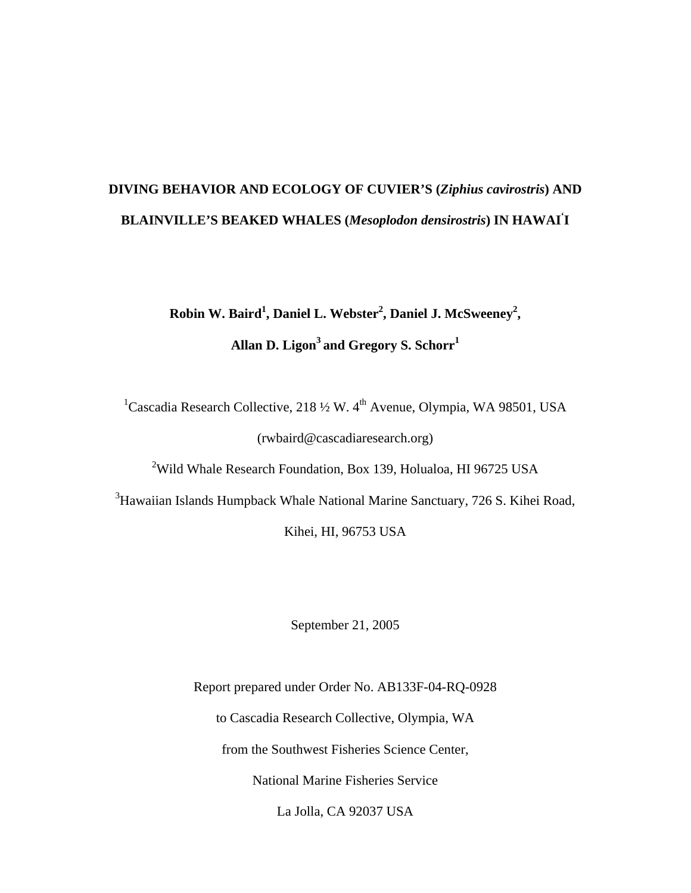# DIVING BEHAVIOR AND ECOLOGY OF CUVIER'S (*Ziphius cavirostris*) AND BLAINVILLE'S BEAKED WHALES (*Mesoplodon densirostris*) IN HAWAIʻI

**Robin W. Baird[1], Daniel L. Webster[2], Daniel J. McSweeney[2], Allan D. Ligon[3] and Gregory S. Schorr[1]**

[1]Cascadia Research Collective, 218 ½ W. 4th Avenue, Olympia, WA 98501, USA

(rwbaird@cascadiaresearch.org)

[2]Wild Whale Research Foundation, Box 139, Holualoa, HI 96725 USA

[3]Hawaiian Islands Humpback Whale National Marine Sanctuary, 726 S. Kihei Road, Kihei, HI, 96753 USA

September 21, 2005

Report prepared under Order No. AB133F-04-RQ-0928

to Cascadia Research Collective, Olympia, WA

from the Southwest Fisheries Science Center,

National Marine Fisheries Service

La Jolla, CA 92037 USA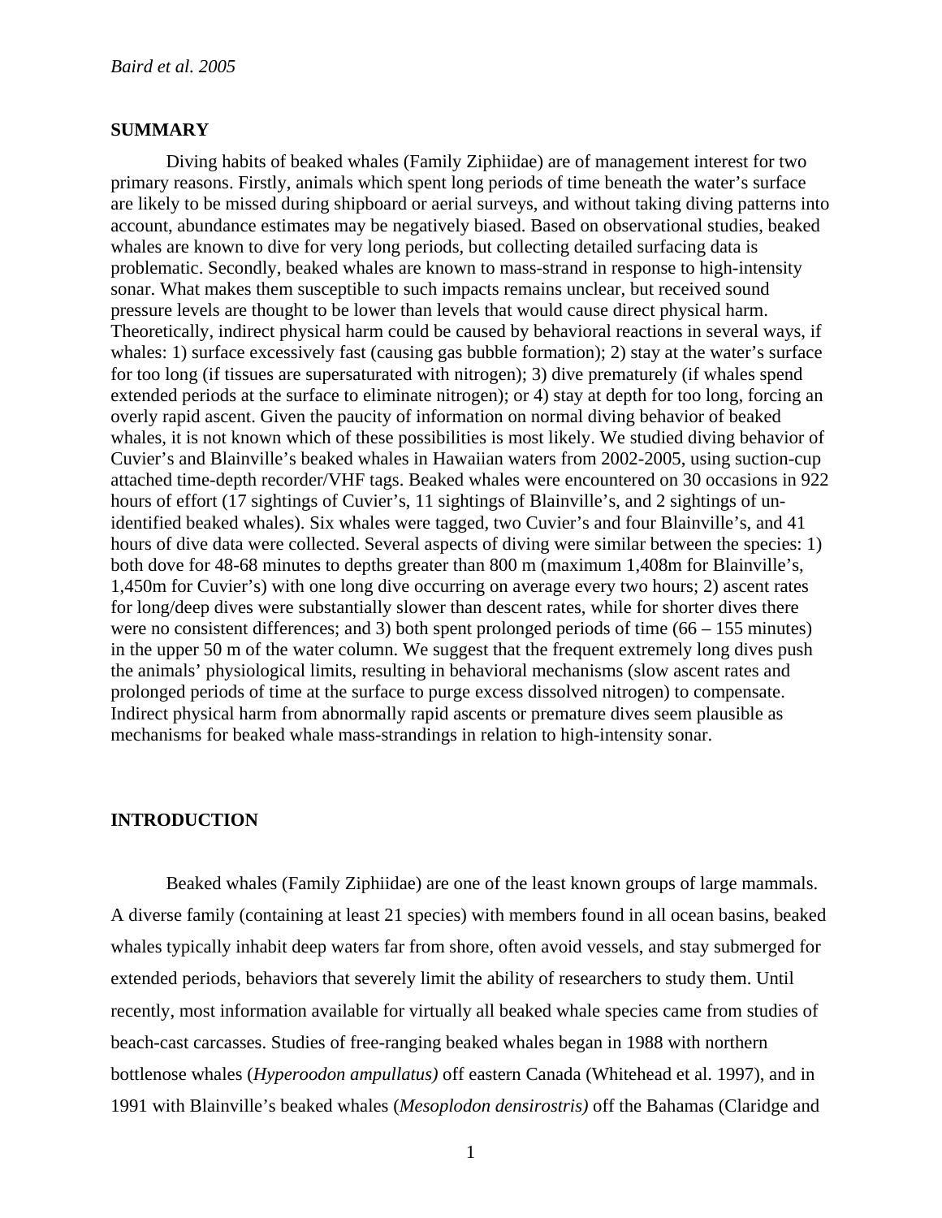## SUMMARY

Diving habits of beaked whales (Family Ziphiidae) are of management interest for two primary reasons. Firstly, animals which spent long periods of time beneath the water's surface are likely to be missed during shipboard or aerial surveys, and without taking diving patterns into account, abundance estimates may be negatively biased. Based on observational studies, beaked whales are known to dive for very long periods, but collecting detailed surfacing data is problematic. Secondly, beaked whales are known to mass-strand in response to high-intensity sonar. What makes them susceptible to such impacts remains unclear, but received sound pressure levels are thought to be lower than levels that would cause direct physical harm. Theoretically, indirect physical harm could be caused by behavioral reactions in several ways, if whales: 1) surface excessively fast (causing gas bubble formation); 2) stay at the water's surface for too long (if tissues are supersaturated with nitrogen); 3) dive prematurely (if whales spend extended periods at the surface to eliminate nitrogen); or 4) stay at depth for too long, forcing an overly rapid ascent. Given the paucity of information on normal diving behavior of beaked whales, it is not known which of these possibilities is most likely. We studied diving behavior of Cuvier's and Blainville's beaked whales in Hawaiian waters from 2002-2005, using suction-cup attached time-depth recorder/VHF tags. Beaked whales were encountered on 30 occasions in 922 hours of effort (17 sightings of Cuvier's, 11 sightings of Blainville's, and 2 sightings of un-identified beaked whales). Six whales were tagged, two Cuvier's and four Blainville's, and 41 hours of dive data were collected. Several aspects of diving were similar between the species: 1) both dove for 48-68 minutes to depths greater than 800 m (maximum 1,408m for Blainville's, 1,450m for Cuvier's) with one long dive occurring on average every two hours; 2) ascent rates for long/deep dives were substantially slower than descent rates, while for shorter dives there were no consistent differences; and 3) both spent prolonged periods of time (66 – 155 minutes) in the upper 50 m of the water column. We suggest that the frequent extremely long dives push the animals' physiological limits, resulting in behavioral mechanisms (slow ascent rates and prolonged periods of time at the surface to purge excess dissolved nitrogen) to compensate. Indirect physical harm from abnormally rapid ascents or premature dives seem plausible as mechanisms for beaked whale mass-strandings in relation to high-intensity sonar.

## INTRODUCTION

Beaked whales (Family Ziphiidae) are one of the least known groups of large mammals. A diverse family (containing at least 21 species) with members found in all ocean basins, beaked whales typically inhabit deep waters far from shore, often avoid vessels, and stay submerged for extended periods, behaviors that severely limit the ability of researchers to study them. Until recently, most information available for virtually all beaked whale species came from studies of beach-cast carcasses. Studies of free-ranging beaked whales began in 1988 with northern bottlenose whales (*Hyperoodon ampullatus)* off eastern Canada (Whitehead et al. 1997), and in 1991 with Blainville's beaked whales (*Mesoplodon densirostris)* off the Bahamas (Claridge and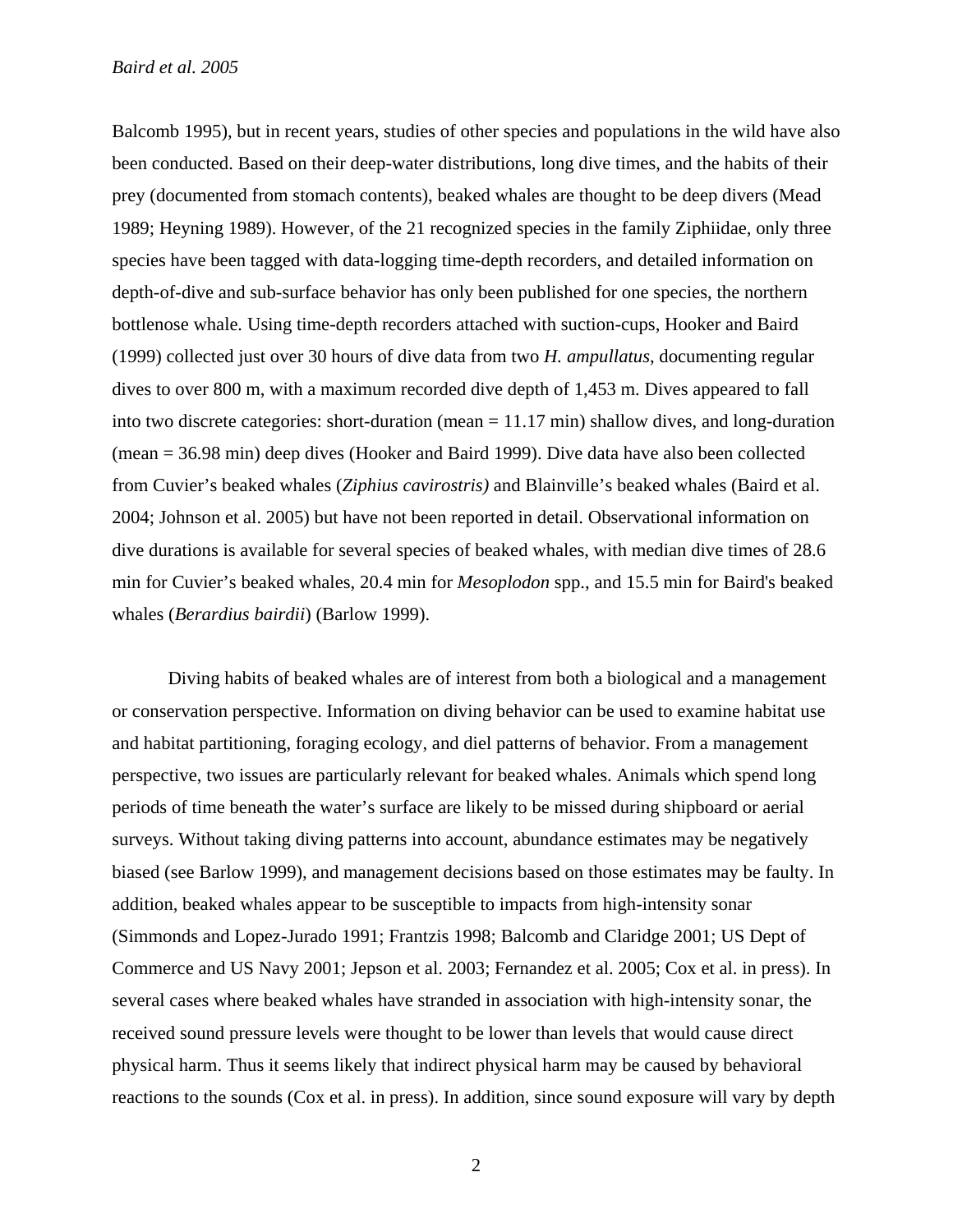Balcomb 1995), but in recent years, studies of other species and populations in the wild have also been conducted. Based on their deep-water distributions, long dive times, and the habits of their prey (documented from stomach contents), beaked whales are thought to be deep divers (Mead 1989; Heyning 1989). However, of the 21 recognized species in the family Ziphiidae, only three species have been tagged with data-logging time-depth recorders, and detailed information on depth-of-dive and sub-surface behavior has only been published for one species, the northern bottlenose whale. Using time-depth recorders attached with suction-cups, Hooker and Baird (1999) collected just over 30 hours of dive data from two *H. ampullatus*, documenting regular dives to over 800 m, with a maximum recorded dive depth of 1,453 m. Dives appeared to fall into two discrete categories: short-duration (mean = 11.17 min) shallow dives, and long-duration (mean = 36.98 min) deep dives (Hooker and Baird 1999). Dive data have also been collected from Cuvier's beaked whales (*Ziphius cavirostris)* and Blainville's beaked whales (Baird et al. 2004; Johnson et al. 2005) but have not been reported in detail. Observational information on dive durations is available for several species of beaked whales, with median dive times of 28.6 min for Cuvier's beaked whales, 20.4 min for *Mesoplodon* spp., and 15.5 min for Baird's beaked whales (*Berardius bairdii*) (Barlow 1999).

Diving habits of beaked whales are of interest from both a biological and a management or conservation perspective. Information on diving behavior can be used to examine habitat use and habitat partitioning, foraging ecology, and diel patterns of behavior. From a management perspective, two issues are particularly relevant for beaked whales. Animals which spend long periods of time beneath the water's surface are likely to be missed during shipboard or aerial surveys. Without taking diving patterns into account, abundance estimates may be negatively biased (see Barlow 1999), and management decisions based on those estimates may be faulty. In addition, beaked whales appear to be susceptible to impacts from high-intensity sonar (Simmonds and Lopez-Jurado 1991; Frantzis 1998; Balcomb and Claridge 2001; US Dept of Commerce and US Navy 2001; Jepson et al. 2003; Fernandez et al. 2005; Cox et al. in press). In several cases where beaked whales have stranded in association with high-intensity sonar, the received sound pressure levels were thought to be lower than levels that would cause direct physical harm. Thus it seems likely that indirect physical harm may be caused by behavioral reactions to the sounds (Cox et al. in press). In addition, since sound exposure will vary by depth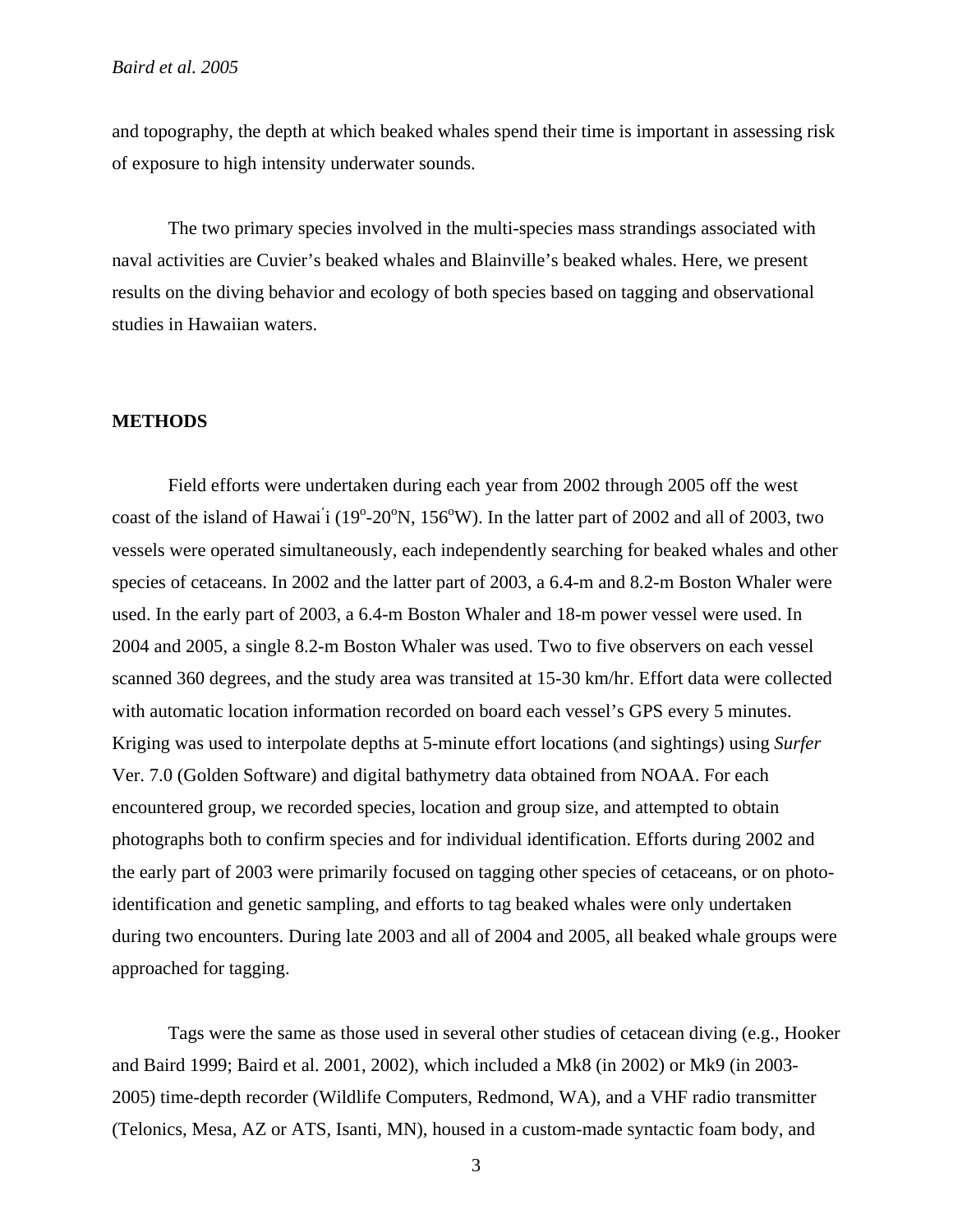and topography, the depth at which beaked whales spend their time is important in assessing risk of exposure to high intensity underwater sounds.

The two primary species involved in the multi-species mass strandings associated with naval activities are Cuvier's beaked whales and Blainville's beaked whales. Here, we present results on the diving behavior and ecology of both species based on tagging and observational studies in Hawaiian waters.

## METHODS

Field efforts were undertaken during each year from 2002 through 2005 off the west coast of the island of Hawaiʻi (19°-20°N, 156°W). In the latter part of 2002 and all of 2003, two vessels were operated simultaneously, each independently searching for beaked whales and other species of cetaceans. In 2002 and the latter part of 2003, a 6.4-m and 8.2-m Boston Whaler were used. In the early part of 2003, a 6.4-m Boston Whaler and 18-m power vessel were used. In 2004 and 2005, a single 8.2-m Boston Whaler was used. Two to five observers on each vessel scanned 360 degrees, and the study area was transited at 15-30 km/hr. Effort data were collected with automatic location information recorded on board each vessel's GPS every 5 minutes. Kriging was used to interpolate depths at 5-minute effort locations (and sightings) using *Surfer* Ver. 7.0 (Golden Software) and digital bathymetry data obtained from NOAA. For each encountered group, we recorded species, location and group size, and attempted to obtain photographs both to confirm species and for individual identification. Efforts during 2002 and the early part of 2003 were primarily focused on tagging other species of cetaceans, or on photo-identification and genetic sampling, and efforts to tag beaked whales were only undertaken during two encounters. During late 2003 and all of 2004 and 2005, all beaked whale groups were approached for tagging.

Tags were the same as those used in several other studies of cetacean diving (e.g., Hooker and Baird 1999; Baird et al. 2001, 2002), which included a Mk8 (in 2002) or Mk9 (in 2003-2005) time-depth recorder (Wildlife Computers, Redmond, WA), and a VHF radio transmitter (Telonics, Mesa, AZ or ATS, Isanti, MN), housed in a custom-made syntactic foam body, and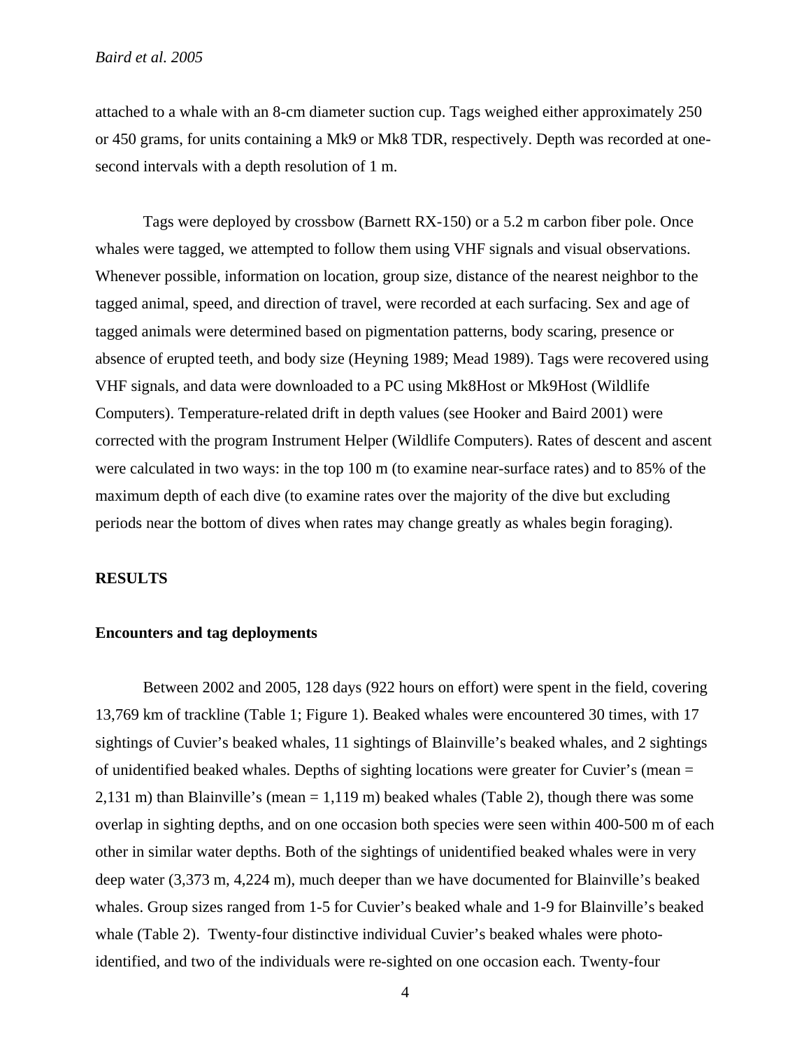attached to a whale with an 8-cm diameter suction cup. Tags weighed either approximately 250 or 450 grams, for units containing a Mk9 or Mk8 TDR, respectively. Depth was recorded at one-second intervals with a depth resolution of 1 m.

Tags were deployed by crossbow (Barnett RX-150) or a 5.2 m carbon fiber pole. Once whales were tagged, we attempted to follow them using VHF signals and visual observations. Whenever possible, information on location, group size, distance of the nearest neighbor to the tagged animal, speed, and direction of travel, were recorded at each surfacing. Sex and age of tagged animals were determined based on pigmentation patterns, body scaring, presence or absence of erupted teeth, and body size (Heyning 1989; Mead 1989). Tags were recovered using VHF signals, and data were downloaded to a PC using Mk8Host or Mk9Host (Wildlife Computers). Temperature-related drift in depth values (see Hooker and Baird 2001) were corrected with the program Instrument Helper (Wildlife Computers). Rates of descent and ascent were calculated in two ways: in the top 100 m (to examine near-surface rates) and to 85% of the maximum depth of each dive (to examine rates over the majority of the dive but excluding periods near the bottom of dives when rates may change greatly as whales begin foraging).

## RESULTS

### Encounters and tag deployments

Between 2002 and 2005, 128 days (922 hours on effort) were spent in the field, covering 13,769 km of trackline (Table 1; Figure 1). Beaked whales were encountered 30 times, with 17 sightings of Cuvier's beaked whales, 11 sightings of Blainville's beaked whales, and 2 sightings of unidentified beaked whales. Depths of sighting locations were greater for Cuvier's (mean = 2,131 m) than Blainville's (mean = 1,119 m) beaked whales (Table 2), though there was some overlap in sighting depths, and on one occasion both species were seen within 400-500 m of each other in similar water depths. Both of the sightings of unidentified beaked whales were in very deep water (3,373 m, 4,224 m), much deeper than we have documented for Blainville's beaked whales. Group sizes ranged from 1-5 for Cuvier's beaked whale and 1-9 for Blainville's beaked whale (Table 2). Twenty-four distinctive individual Cuvier's beaked whales were photo-identified, and two of the individuals were re-sighted on one occasion each. Twenty-four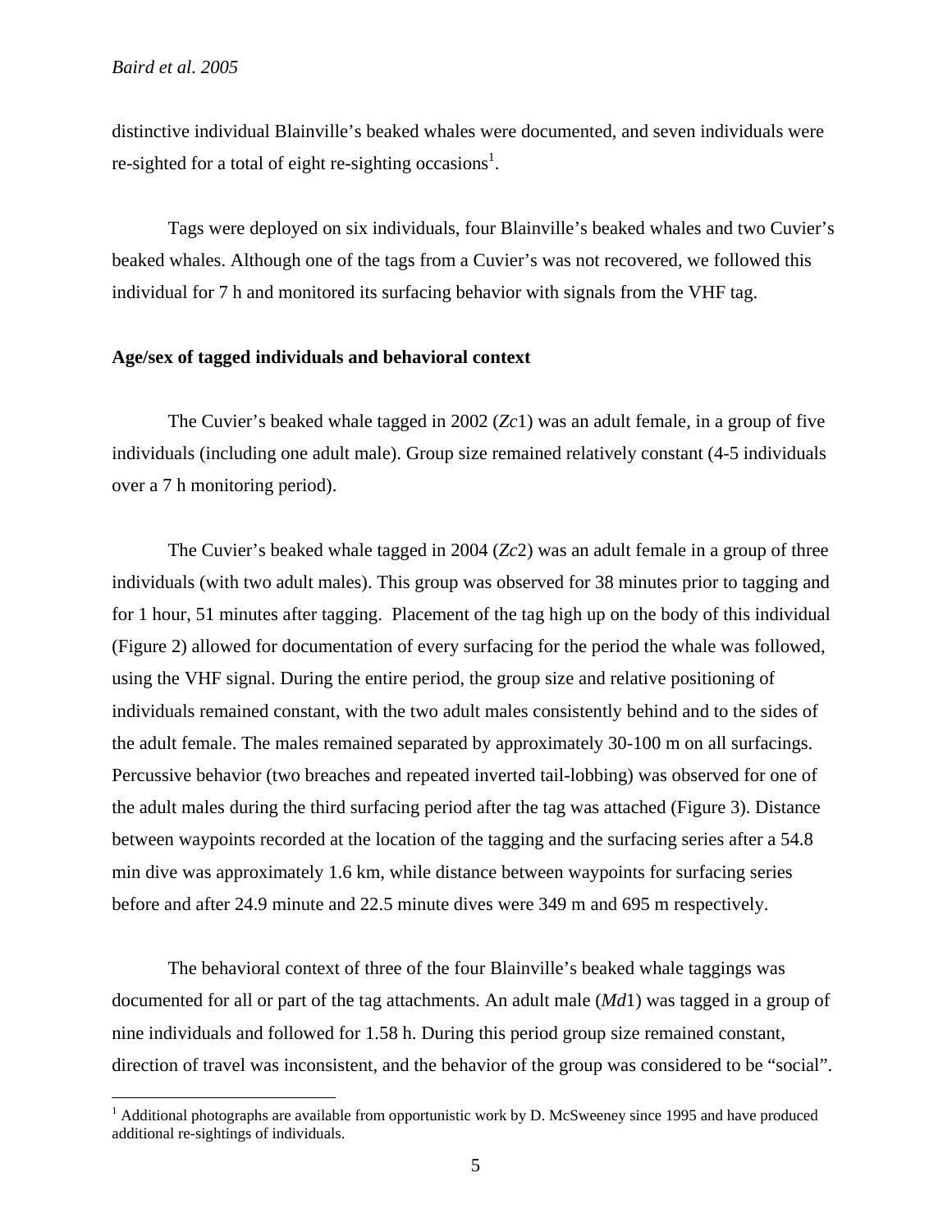distinctive individual Blainville's beaked whales were documented, and seven individuals were re-sighted for a total of eight re-sighting occasions[1].

Tags were deployed on six individuals, four Blainville's beaked whales and two Cuvier's beaked whales. Although one of the tags from a Cuvier's was not recovered, we followed this individual for 7 h and monitored its surfacing behavior with signals from the VHF tag.

**Age/sex of tagged individuals and behavioral context**

The Cuvier's beaked whale tagged in 2002 (*Zc*1) was an adult female, in a group of five individuals (including one adult male). Group size remained relatively constant (4-5 individuals over a 7 h monitoring period).

The Cuvier's beaked whale tagged in 2004 (*Zc*2) was an adult female in a group of three individuals (with two adult males). This group was observed for 38 minutes prior to tagging and for 1 hour, 51 minutes after tagging. Placement of the tag high up on the body of this individual (Figure 2) allowed for documentation of every surfacing for the period the whale was followed, using the VHF signal. During the entire period, the group size and relative positioning of individuals remained constant, with the two adult males consistently behind and to the sides of the adult female. The males remained separated by approximately 30-100 m on all surfacings. Percussive behavior (two breaches and repeated inverted tail-lobbing) was observed for one of the adult males during the third surfacing period after the tag was attached (Figure 3). Distance between waypoints recorded at the location of the tagging and the surfacing series after a 54.8 min dive was approximately 1.6 km, while distance between waypoints for surfacing series before and after 24.9 minute and 22.5 minute dives were 349 m and 695 m respectively.

The behavioral context of three of the four Blainville's beaked whale taggings was documented for all or part of the tag attachments. An adult male (*Md*1) was tagged in a group of nine individuals and followed for 1.58 h. During this period group size remained constant, direction of travel was inconsistent, and the behavior of the group was considered to be "social".

[1] Additional photographs are available from opportunistic work by D. McSweeney since 1995 and have produced additional re-sightings of individuals.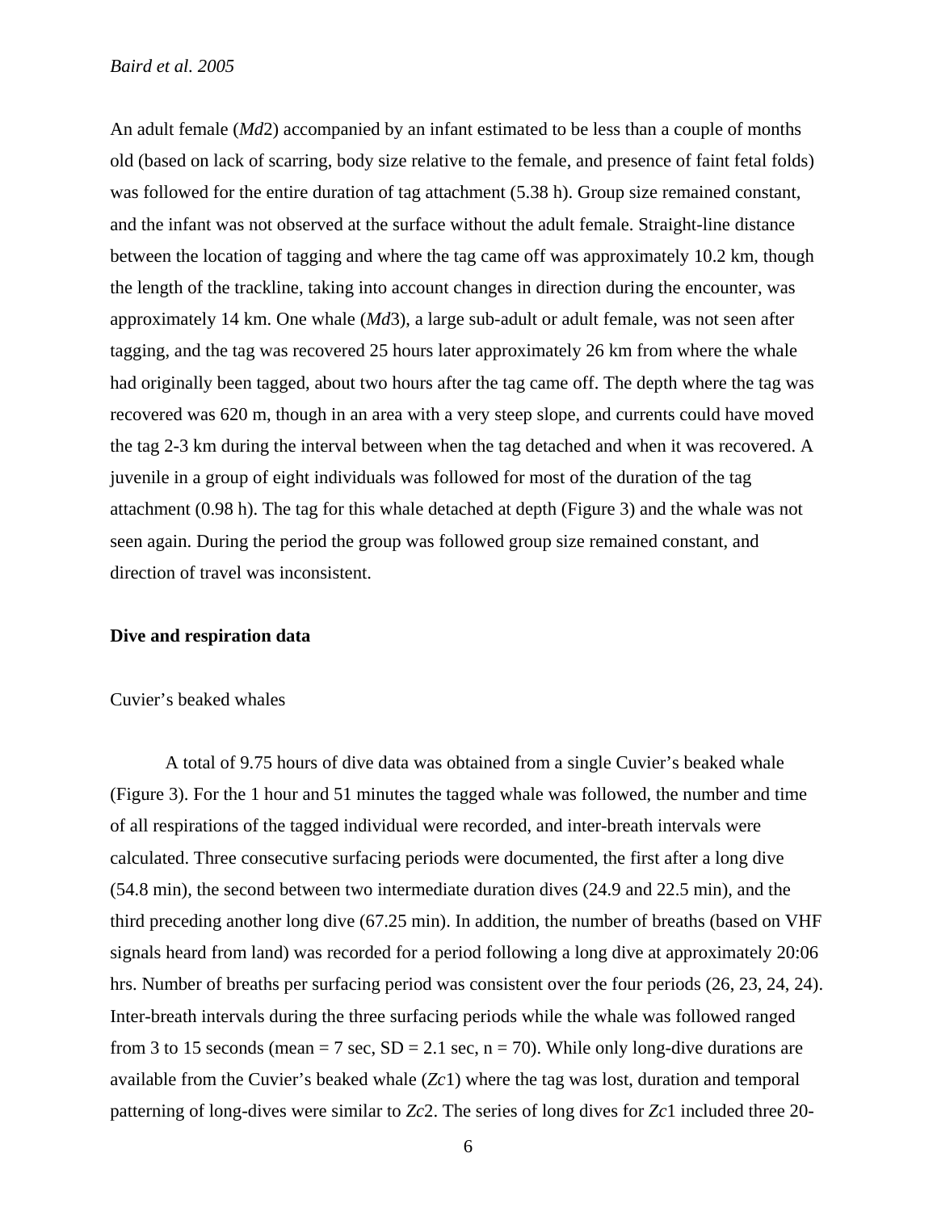An adult female (*Md*2) accompanied by an infant estimated to be less than a couple of months old (based on lack of scarring, body size relative to the female, and presence of faint fetal folds) was followed for the entire duration of tag attachment (5.38 h). Group size remained constant, and the infant was not observed at the surface without the adult female. Straight-line distance between the location of tagging and where the tag came off was approximately 10.2 km, though the length of the trackline, taking into account changes in direction during the encounter, was approximately 14 km. One whale (*Md*3), a large sub-adult or adult female, was not seen after tagging, and the tag was recovered 25 hours later approximately 26 km from where the whale had originally been tagged, about two hours after the tag came off. The depth where the tag was recovered was 620 m, though in an area with a very steep slope, and currents could have moved the tag 2-3 km during the interval between when the tag detached and when it was recovered. A juvenile in a group of eight individuals was followed for most of the duration of the tag attachment (0.98 h). The tag for this whale detached at depth (Figure 3) and the whale was not seen again. During the period the group was followed group size remained constant, and direction of travel was inconsistent.

## Dive and respiration data

### Cuvier's beaked whales

A total of 9.75 hours of dive data was obtained from a single Cuvier's beaked whale (Figure 3). For the 1 hour and 51 minutes the tagged whale was followed, the number and time of all respirations of the tagged individual were recorded, and inter-breath intervals were calculated. Three consecutive surfacing periods were documented, the first after a long dive (54.8 min), the second between two intermediate duration dives (24.9 and 22.5 min), and the third preceding another long dive (67.25 min). In addition, the number of breaths (based on VHF signals heard from land) was recorded for a period following a long dive at approximately 20:06 hrs. Number of breaths per surfacing period was consistent over the four periods (26, 23, 24, 24). Inter-breath intervals during the three surfacing periods while the whale was followed ranged from 3 to 15 seconds (mean = 7 sec, SD = 2.1 sec, n = 70). While only long-dive durations are available from the Cuvier's beaked whale (*Zc*1) where the tag was lost, duration and temporal patterning of long-dives were similar to *Zc*2. The series of long dives for *Zc*1 included three 20-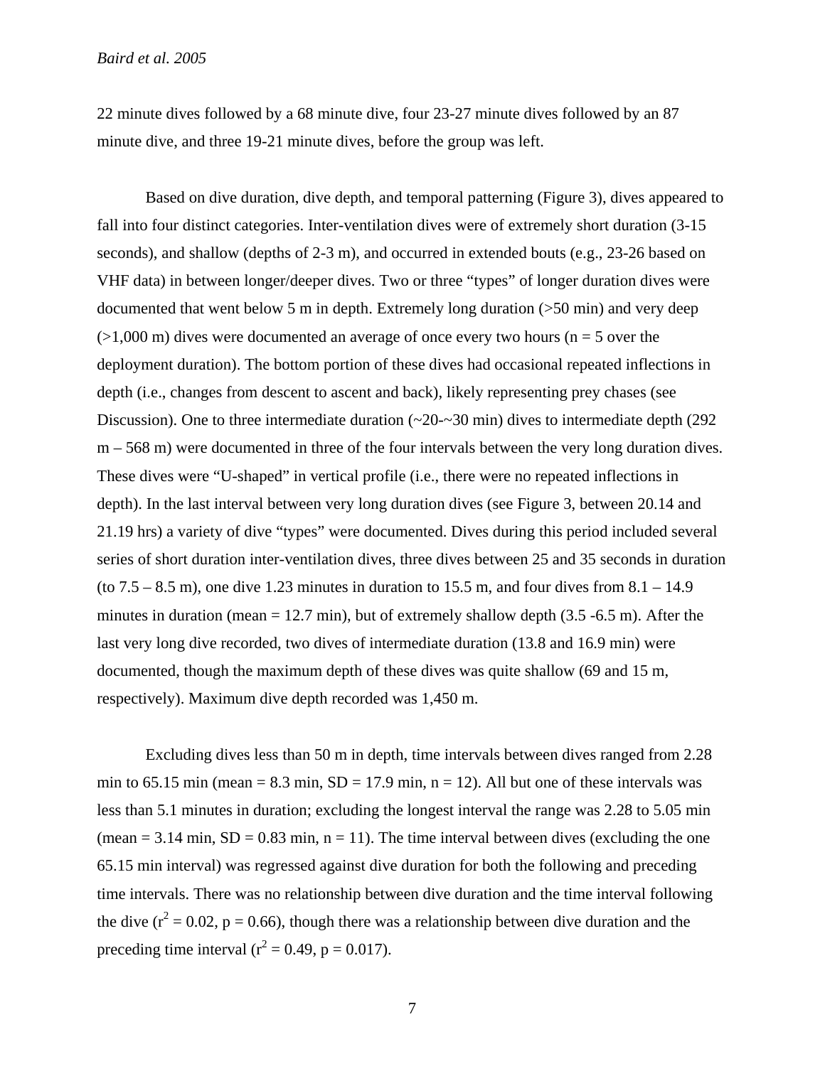22 minute dives followed by a 68 minute dive, four 23-27 minute dives followed by an 87 minute dive, and three 19-21 minute dives, before the group was left.

Based on dive duration, dive depth, and temporal patterning (Figure 3), dives appeared to fall into four distinct categories. Inter-ventilation dives were of extremely short duration (3-15 seconds), and shallow (depths of 2-3 m), and occurred in extended bouts (e.g., 23-26 based on VHF data) in between longer/deeper dives. Two or three "types" of longer duration dives were documented that went below 5 m in depth. Extremely long duration (>50 min) and very deep (>1,000 m) dives were documented an average of once every two hours (n = 5 over the deployment duration). The bottom portion of these dives had occasional repeated inflections in depth (i.e., changes from descent to ascent and back), likely representing prey chases (see Discussion). One to three intermediate duration (~20-~30 min) dives to intermediate depth (292 m – 568 m) were documented in three of the four intervals between the very long duration dives. These dives were "U-shaped" in vertical profile (i.e., there were no repeated inflections in depth). In the last interval between very long duration dives (see Figure 3, between 20.14 and 21.19 hrs) a variety of dive "types" were documented. Dives during this period included several series of short duration inter-ventilation dives, three dives between 25 and 35 seconds in duration (to 7.5 – 8.5 m), one dive 1.23 minutes in duration to 15.5 m, and four dives from 8.1 – 14.9 minutes in duration (mean = 12.7 min), but of extremely shallow depth (3.5 -6.5 m). After the last very long dive recorded, two dives of intermediate duration (13.8 and 16.9 min) were documented, though the maximum depth of these dives was quite shallow (69 and 15 m, respectively). Maximum dive depth recorded was 1,450 m.

Excluding dives less than 50 m in depth, time intervals between dives ranged from 2.28 min to 65.15 min (mean = 8.3 min, SD = 17.9 min, n = 12). All but one of these intervals was less than 5.1 minutes in duration; excluding the longest interval the range was 2.28 to 5.05 min (mean = 3.14 min, SD = 0.83 min, n = 11). The time interval between dives (excluding the one 65.15 min interval) was regressed against dive duration for both the following and preceding time intervals. There was no relationship between dive duration and the time interval following the dive ($r^2 = 0.02$, $p = 0.66$), though there was a relationship between dive duration and the preceding time interval ($r^2 = 0.49$, $p = 0.017$).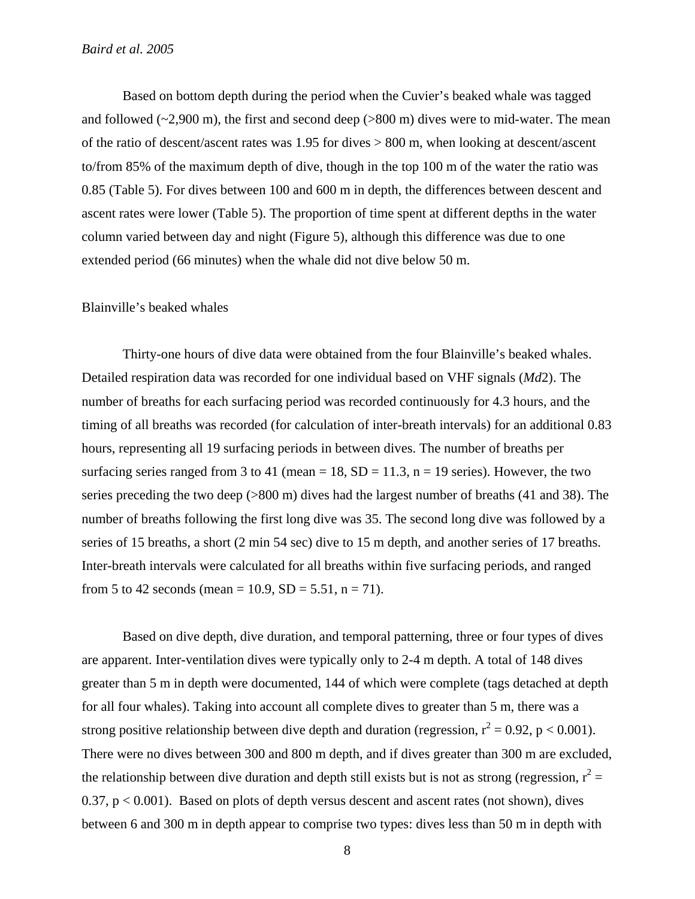Based on bottom depth during the period when the Cuvier's beaked whale was tagged and followed (~2,900 m), the first and second deep (>800 m) dives were to mid-water. The mean of the ratio of descent/ascent rates was 1.95 for dives > 800 m, when looking at descent/ascent to/from 85% of the maximum depth of dive, though in the top 100 m of the water the ratio was 0.85 (Table 5). For dives between 100 and 600 m in depth, the differences between descent and ascent rates were lower (Table 5). The proportion of time spent at different depths in the water column varied between day and night (Figure 5), although this difference was due to one extended period (66 minutes) when the whale did not dive below 50 m.

Blainville's beaked whales

Thirty-one hours of dive data were obtained from the four Blainville's beaked whales. Detailed respiration data was recorded for one individual based on VHF signals (*Md*2). The number of breaths for each surfacing period was recorded continuously for 4.3 hours, and the timing of all breaths was recorded (for calculation of inter-breath intervals) for an additional 0.83 hours, representing all 19 surfacing periods in between dives. The number of breaths per surfacing series ranged from 3 to 41 (mean = 18, SD = 11.3, n = 19 series). However, the two series preceding the two deep (>800 m) dives had the largest number of breaths (41 and 38). The number of breaths following the first long dive was 35. The second long dive was followed by a series of 15 breaths, a short (2 min 54 sec) dive to 15 m depth, and another series of 17 breaths. Inter-breath intervals were calculated for all breaths within five surfacing periods, and ranged from 5 to 42 seconds (mean = 10.9, SD = 5.51, n = 71).

Based on dive depth, dive duration, and temporal patterning, three or four types of dives are apparent. Inter-ventilation dives were typically only to 2-4 m depth. A total of 148 dives greater than 5 m in depth were documented, 144 of which were complete (tags detached at depth for all four whales). Taking into account all complete dives to greater than 5 m, there was a strong positive relationship between dive depth and duration (regression, $r^2 = 0.92$, $p < 0.001$). There were no dives between 300 and 800 m depth, and if dives greater than 300 m are excluded, the relationship between dive duration and depth still exists but is not as strong (regression, $r^2 = 0.37$, $p < 0.001$). Based on plots of depth versus descent and ascent rates (not shown), dives between 6 and 300 m in depth appear to comprise two types: dives less than 50 m in depth with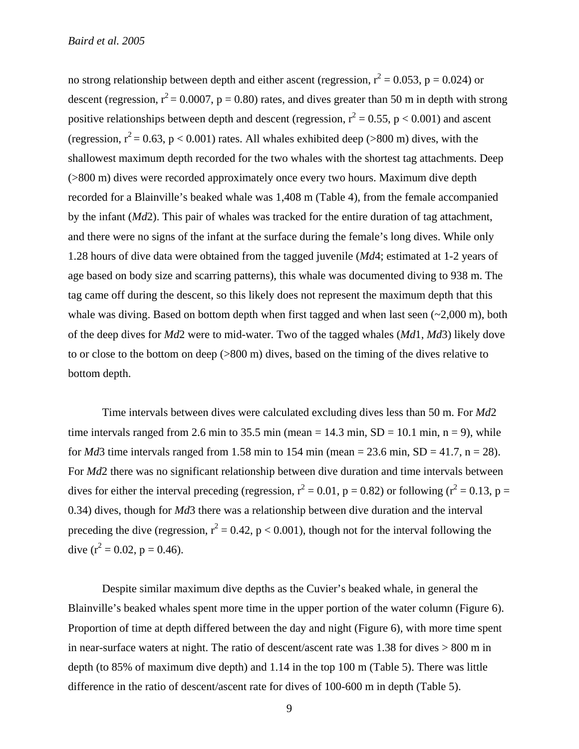no strong relationship between depth and either ascent (regression, $r^2 = 0.053$, $p = 0.024$) or descent (regression, $r^2 = 0.0007$, $p = 0.80$) rates, and dives greater than 50 m in depth with strong positive relationships between depth and descent (regression, $r^2 = 0.55$, $p < 0.001$) and ascent (regression, $r^2 = 0.63$, $p < 0.001$) rates. All whales exhibited deep (>800 m) dives, with the shallowest maximum depth recorded for the two whales with the shortest tag attachments. Deep (>800 m) dives were recorded approximately once every two hours. Maximum dive depth recorded for a Blainville's beaked whale was 1,408 m (Table 4), from the female accompanied by the infant (*Md*2). This pair of whales was tracked for the entire duration of tag attachment, and there were no signs of the infant at the surface during the female's long dives. While only 1.28 hours of dive data were obtained from the tagged juvenile (*Md*4; estimated at 1-2 years of age based on body size and scarring patterns), this whale was documented diving to 938 m. The tag came off during the descent, so this likely does not represent the maximum depth that this whale was diving. Based on bottom depth when first tagged and when last seen (~2,000 m), both of the deep dives for *Md*2 were to mid-water. Two of the tagged whales (*Md*1, *Md*3) likely dove to or close to the bottom on deep (>800 m) dives, based on the timing of the dives relative to bottom depth.

Time intervals between dives were calculated excluding dives less than 50 m. For *Md*2 time intervals ranged from 2.6 min to 35.5 min (mean = 14.3 min, SD = 10.1 min, n = 9), while for *Md*3 time intervals ranged from 1.58 min to 154 min (mean = 23.6 min, SD = 41.7, n = 28). For *Md*2 there was no significant relationship between dive duration and time intervals between dives for either the interval preceding (regression, $r^2 = 0.01$, $p = 0.82$) or following ($r^2 = 0.13$, $p = 0.34$) dives, though for *Md*3 there was a relationship between dive duration and the interval preceding the dive (regression, $r^2 = 0.42$, $p < 0.001$), though not for the interval following the dive ($r^2 = 0.02$, $p = 0.46$).

Despite similar maximum dive depths as the Cuvier's beaked whale, in general the Blainville's beaked whales spent more time in the upper portion of the water column (Figure 6). Proportion of time at depth differed between the day and night (Figure 6), with more time spent in near-surface waters at night. The ratio of descent/ascent rate was 1.38 for dives > 800 m in depth (to 85% of maximum dive depth) and 1.14 in the top 100 m (Table 5). There was little difference in the ratio of descent/ascent rate for dives of 100-600 m in depth (Table 5).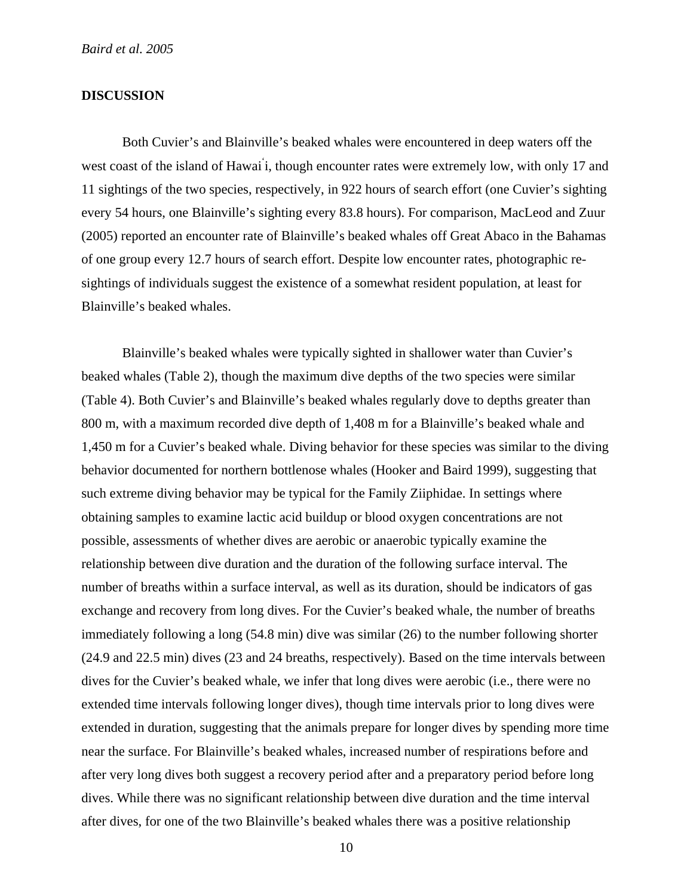## DISCUSSION

Both Cuvier's and Blainville's beaked whales were encountered in deep waters off the west coast of the island of Hawaiʻi, though encounter rates were extremely low, with only 17 and 11 sightings of the two species, respectively, in 922 hours of search effort (one Cuvier's sighting every 54 hours, one Blainville's sighting every 83.8 hours). For comparison, MacLeod and Zuur (2005) reported an encounter rate of Blainville's beaked whales off Great Abaco in the Bahamas of one group every 12.7 hours of search effort. Despite low encounter rates, photographic re-sightings of individuals suggest the existence of a somewhat resident population, at least for Blainville's beaked whales.

Blainville's beaked whales were typically sighted in shallower water than Cuvier's beaked whales (Table 2), though the maximum dive depths of the two species were similar (Table 4). Both Cuvier's and Blainville's beaked whales regularly dove to depths greater than 800 m, with a maximum recorded dive depth of 1,408 m for a Blainville's beaked whale and 1,450 m for a Cuvier's beaked whale. Diving behavior for these species was similar to the diving behavior documented for northern bottlenose whales (Hooker and Baird 1999), suggesting that such extreme diving behavior may be typical for the Family Ziiphidae. In settings where obtaining samples to examine lactic acid buildup or blood oxygen concentrations are not possible, assessments of whether dives are aerobic or anaerobic typically examine the relationship between dive duration and the duration of the following surface interval. The number of breaths within a surface interval, as well as its duration, should be indicators of gas exchange and recovery from long dives. For the Cuvier's beaked whale, the number of breaths immediately following a long (54.8 min) dive was similar (26) to the number following shorter (24.9 and 22.5 min) dives (23 and 24 breaths, respectively). Based on the time intervals between dives for the Cuvier's beaked whale, we infer that long dives were aerobic (i.e., there were no extended time intervals following longer dives), though time intervals prior to long dives were extended in duration, suggesting that the animals prepare for longer dives by spending more time near the surface. For Blainville's beaked whales, increased number of respirations before and after very long dives both suggest a recovery period after and a preparatory period before long dives. While there was no significant relationship between dive duration and the time interval after dives, for one of the two Blainville's beaked whales there was a positive relationship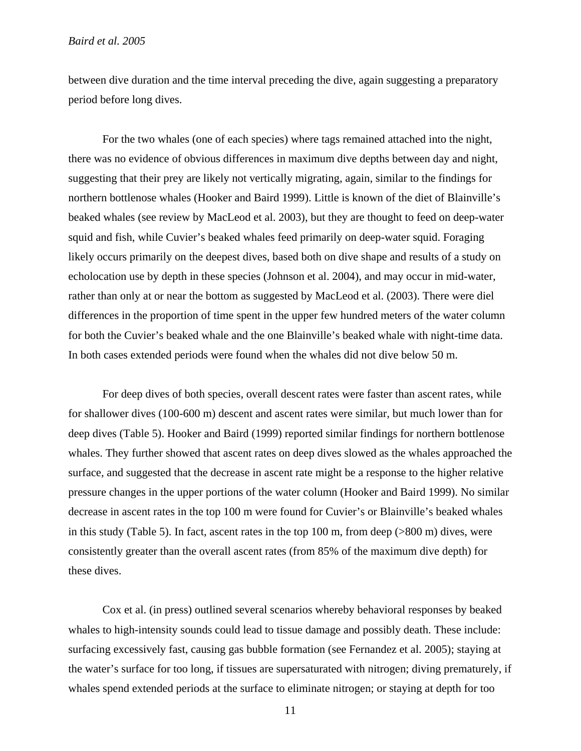between dive duration and the time interval preceding the dive, again suggesting a preparatory period before long dives.

For the two whales (one of each species) where tags remained attached into the night, there was no evidence of obvious differences in maximum dive depths between day and night, suggesting that their prey are likely not vertically migrating, again, similar to the findings for northern bottlenose whales (Hooker and Baird 1999). Little is known of the diet of Blainville's beaked whales (see review by MacLeod et al. 2003), but they are thought to feed on deep-water squid and fish, while Cuvier's beaked whales feed primarily on deep-water squid. Foraging likely occurs primarily on the deepest dives, based both on dive shape and results of a study on echolocation use by depth in these species (Johnson et al. 2004), and may occur in mid-water, rather than only at or near the bottom as suggested by MacLeod et al. (2003). There were diel differences in the proportion of time spent in the upper few hundred meters of the water column for both the Cuvier's beaked whale and the one Blainville's beaked whale with night-time data. In both cases extended periods were found when the whales did not dive below 50 m.

For deep dives of both species, overall descent rates were faster than ascent rates, while for shallower dives (100-600 m) descent and ascent rates were similar, but much lower than for deep dives (Table 5). Hooker and Baird (1999) reported similar findings for northern bottlenose whales. They further showed that ascent rates on deep dives slowed as the whales approached the surface, and suggested that the decrease in ascent rate might be a response to the higher relative pressure changes in the upper portions of the water column (Hooker and Baird 1999). No similar decrease in ascent rates in the top 100 m were found for Cuvier's or Blainville's beaked whales in this study (Table 5). In fact, ascent rates in the top 100 m, from deep (>800 m) dives, were consistently greater than the overall ascent rates (from 85% of the maximum dive depth) for these dives.

Cox et al. (in press) outlined several scenarios whereby behavioral responses by beaked whales to high-intensity sounds could lead to tissue damage and possibly death. These include: surfacing excessively fast, causing gas bubble formation (see Fernandez et al. 2005); staying at the water's surface for too long, if tissues are supersaturated with nitrogen; diving prematurely, if whales spend extended periods at the surface to eliminate nitrogen; or staying at depth for too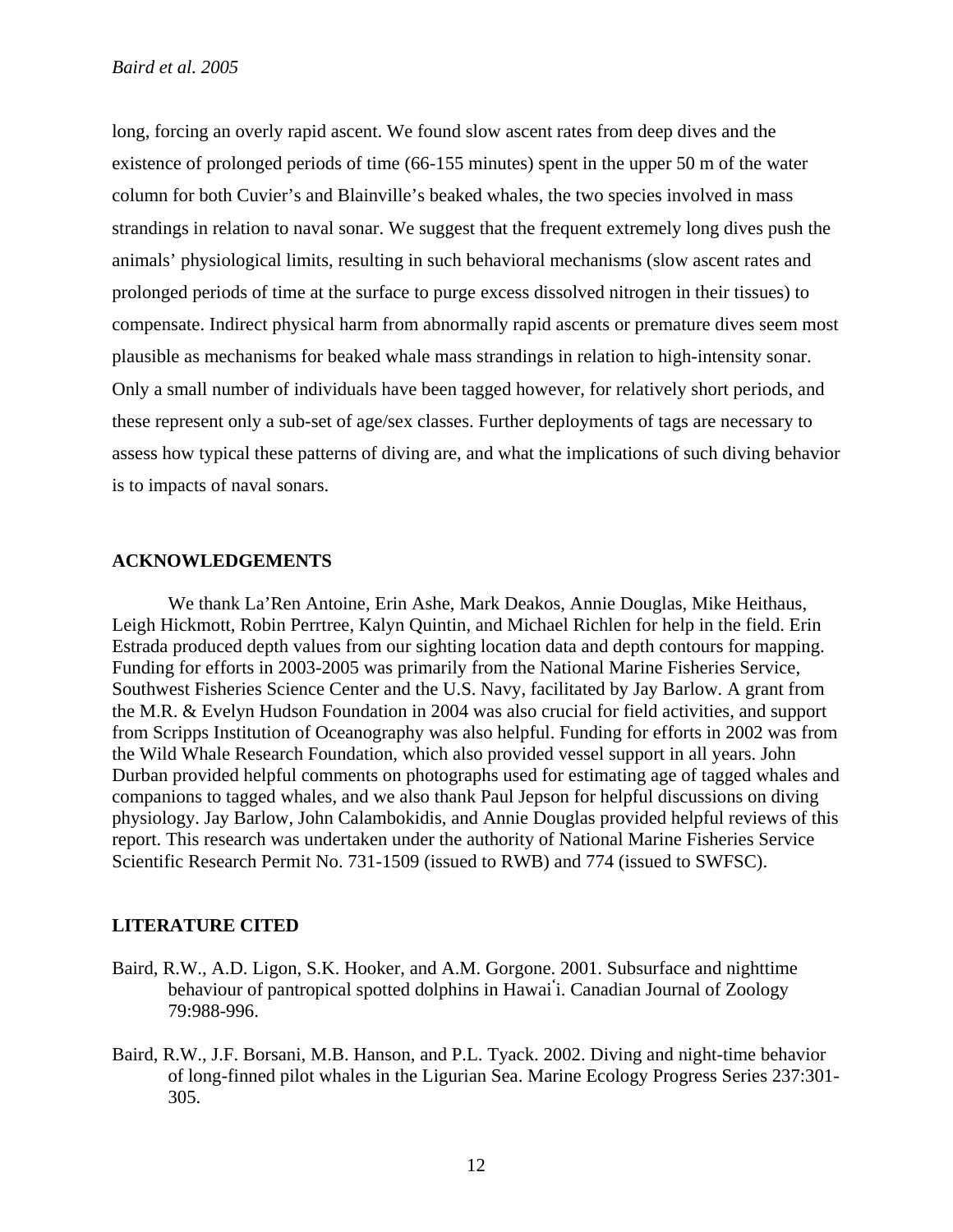long, forcing an overly rapid ascent. We found slow ascent rates from deep dives and the existence of prolonged periods of time (66-155 minutes) spent in the upper 50 m of the water column for both Cuvier's and Blainville's beaked whales, the two species involved in mass strandings in relation to naval sonar. We suggest that the frequent extremely long dives push the animals' physiological limits, resulting in such behavioral mechanisms (slow ascent rates and prolonged periods of time at the surface to purge excess dissolved nitrogen in their tissues) to compensate. Indirect physical harm from abnormally rapid ascents or premature dives seem most plausible as mechanisms for beaked whale mass strandings in relation to high-intensity sonar. Only a small number of individuals have been tagged however, for relatively short periods, and these represent only a sub-set of age/sex classes. Further deployments of tags are necessary to assess how typical these patterns of diving are, and what the implications of such diving behavior is to impacts of naval sonars.

## ACKNOWLEDGEMENTS

We thank La'Ren Antoine, Erin Ashe, Mark Deakos, Annie Douglas, Mike Heithaus, Leigh Hickmott, Robin Perrtree, Kalyn Quintin, and Michael Richlen for help in the field. Erin Estrada produced depth values from our sighting location data and depth contours for mapping. Funding for efforts in 2003-2005 was primarily from the National Marine Fisheries Service, Southwest Fisheries Science Center and the U.S. Navy, facilitated by Jay Barlow. A grant from the M.R. & Evelyn Hudson Foundation in 2004 was also crucial for field activities, and support from Scripps Institution of Oceanography was also helpful. Funding for efforts in 2002 was from the Wild Whale Research Foundation, which also provided vessel support in all years. John Durban provided helpful comments on photographs used for estimating age of tagged whales and companions to tagged whales, and we also thank Paul Jepson for helpful discussions on diving physiology. Jay Barlow, John Calambokidis, and Annie Douglas provided helpful reviews of this report. This research was undertaken under the authority of National Marine Fisheries Service Scientific Research Permit No. 731-1509 (issued to RWB) and 774 (issued to SWFSC).

## LITERATURE CITED

Baird, R.W., A.D. Ligon, S.K. Hooker, and A.M. Gorgone. 2001. Subsurface and nighttime behaviour of pantropical spotted dolphins in Hawaiʻi. Canadian Journal of Zoology 79:988-996.

Baird, R.W., J.F. Borsani, M.B. Hanson, and P.L. Tyack. 2002. Diving and night-time behavior of long-finned pilot whales in the Ligurian Sea. Marine Ecology Progress Series 237:301-305.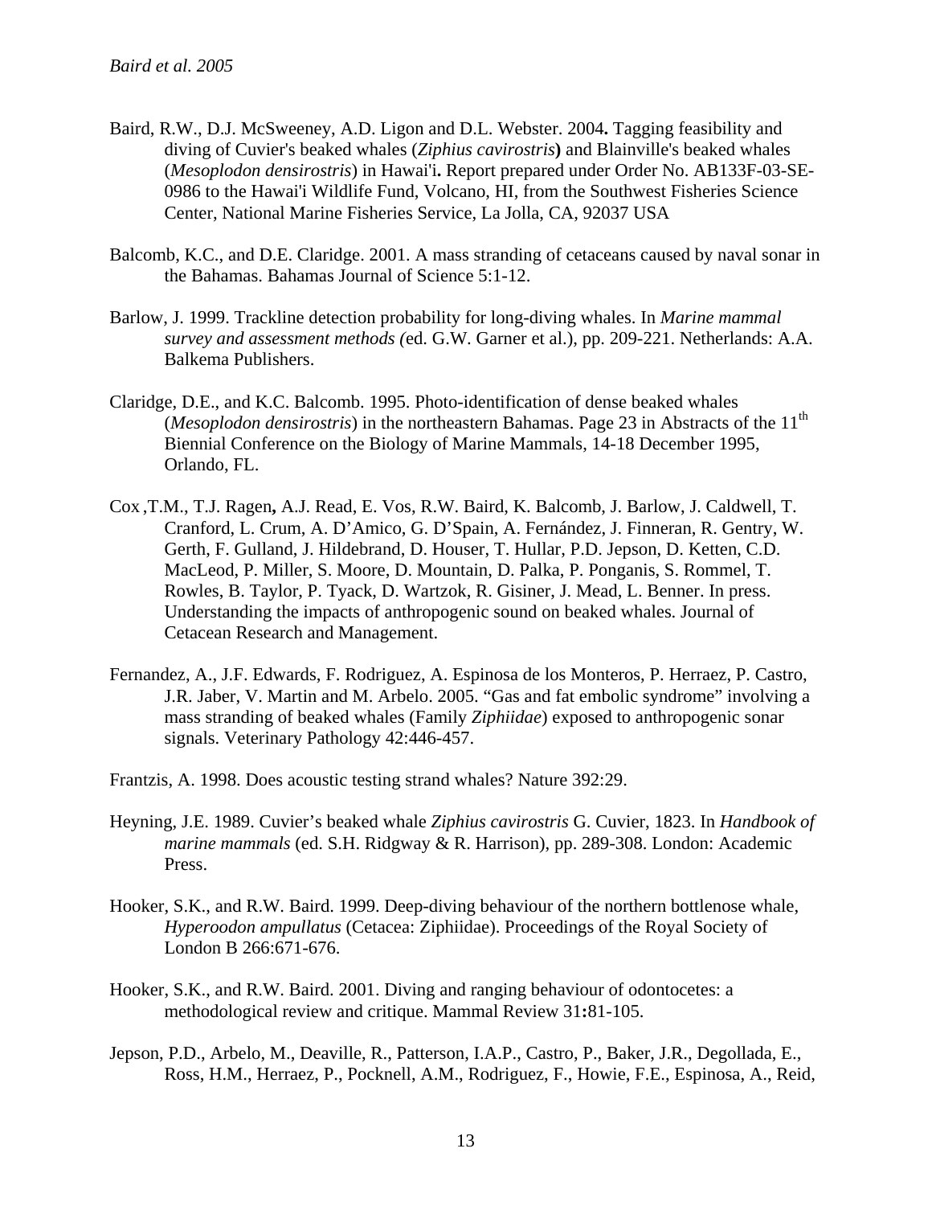Baird, R.W., D.J. McSweeney, A.D. Ligon and D.L. Webster. 2004**.** Tagging feasibility and diving of Cuvier's beaked whales (*Ziphius cavirostris***)** and Blainville's beaked whales (*Mesoplodon densirostris*) in Hawai'i**.** Report prepared under Order No. AB133F-03-SE-0986 to the Hawai'i Wildlife Fund, Volcano, HI, from the Southwest Fisheries Science Center, National Marine Fisheries Service, La Jolla, CA, 92037 USA

Balcomb, K.C., and D.E. Claridge. 2001. A mass stranding of cetaceans caused by naval sonar in the Bahamas. Bahamas Journal of Science 5:1-12.

Barlow, J. 1999. Trackline detection probability for long-diving whales. In *Marine mammal survey and assessment methods (*ed. G.W. Garner et al.), pp. 209-221. Netherlands: A.A. Balkema Publishers.

Claridge, D.E., and K.C. Balcomb. 1995. Photo-identification of dense beaked whales (*Mesoplodon densirostris*) in the northeastern Bahamas. Page 23 in Abstracts of the 11th Biennial Conference on the Biology of Marine Mammals, 14-18 December 1995, Orlando, FL.

Cox ,T.M., T.J. Ragen**,** A.J. Read, E. Vos, R.W. Baird, K. Balcomb, J. Barlow, J. Caldwell, T. Cranford, L. Crum, A. D'Amico, G. D'Spain, A. Fernández, J. Finneran, R. Gentry, W. Gerth, F. Gulland, J. Hildebrand, D. Houser, T. Hullar, P.D. Jepson, D. Ketten, C.D. MacLeod, P. Miller, S. Moore, D. Mountain, D. Palka, P. Ponganis, S. Rommel, T. Rowles, B. Taylor, P. Tyack, D. Wartzok, R. Gisiner, J. Mead, L. Benner. In press. Understanding the impacts of anthropogenic sound on beaked whales. Journal of Cetacean Research and Management.

Fernandez, A., J.F. Edwards, F. Rodriguez, A. Espinosa de los Monteros, P. Herraez, P. Castro, J.R. Jaber, V. Martin and M. Arbelo. 2005. "Gas and fat embolic syndrome" involving a mass stranding of beaked whales (Family *Ziphiidae*) exposed to anthropogenic sonar signals. Veterinary Pathology 42:446-457.

Frantzis, A. 1998. Does acoustic testing strand whales? Nature 392:29.

Heyning, J.E. 1989. Cuvier's beaked whale *Ziphius cavirostris* G. Cuvier, 1823. In *Handbook of marine mammals* (ed. S.H. Ridgway & R. Harrison), pp. 289-308. London: Academic Press.

Hooker, S.K., and R.W. Baird. 1999. Deep-diving behaviour of the northern bottlenose whale, *Hyperoodon ampullatus* (Cetacea: Ziphiidae). Proceedings of the Royal Society of London B 266:671-676.

Hooker, S.K., and R.W. Baird. 2001. Diving and ranging behaviour of odontocetes: a methodological review and critique. Mammal Review 31**:**81-105.

Jepson, P.D., Arbelo, M., Deaville, R., Patterson, I.A.P., Castro, P., Baker, J.R., Degollada, E., Ross, H.M., Herraez, P., Pocknell, A.M., Rodriguez, F., Howie, F.E., Espinosa, A., Reid,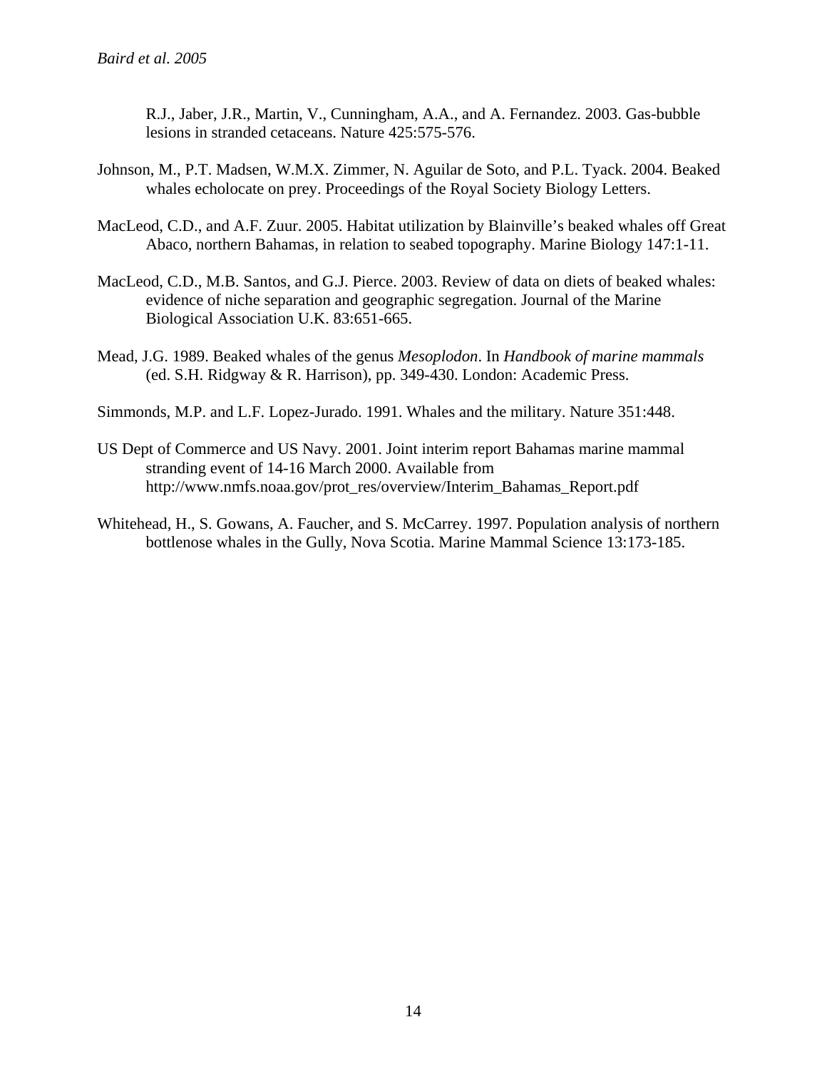R.J., Jaber, J.R., Martin, V., Cunningham, A.A., and A. Fernandez. 2003. Gas-bubble lesions in stranded cetaceans. Nature 425:575-576.

Johnson, M., P.T. Madsen, W.M.X. Zimmer, N. Aguilar de Soto, and P.L. Tyack. 2004. Beaked whales echolocate on prey. Proceedings of the Royal Society Biology Letters.

MacLeod, C.D., and A.F. Zuur. 2005. Habitat utilization by Blainville's beaked whales off Great Abaco, northern Bahamas, in relation to seabed topography. Marine Biology 147:1-11.

MacLeod, C.D., M.B. Santos, and G.J. Pierce. 2003. Review of data on diets of beaked whales: evidence of niche separation and geographic segregation. Journal of the Marine Biological Association U.K. 83:651-665.

Mead, J.G. 1989. Beaked whales of the genus *Mesoplodon*. In *Handbook of marine mammals* (ed. S.H. Ridgway & R. Harrison), pp. 349-430. London: Academic Press.

Simmonds, M.P. and L.F. Lopez-Jurado. 1991. Whales and the military. Nature 351:448.

US Dept of Commerce and US Navy. 2001. Joint interim report Bahamas marine mammal stranding event of 14-16 March 2000. Available from http://www.nmfs.noaa.gov/prot_res/overview/Interim_Bahamas_Report.pdf

Whitehead, H., S. Gowans, A. Faucher, and S. McCarrey. 1997. Population analysis of northern bottlenose whales in the Gully, Nova Scotia. Marine Mammal Science 13:173-185.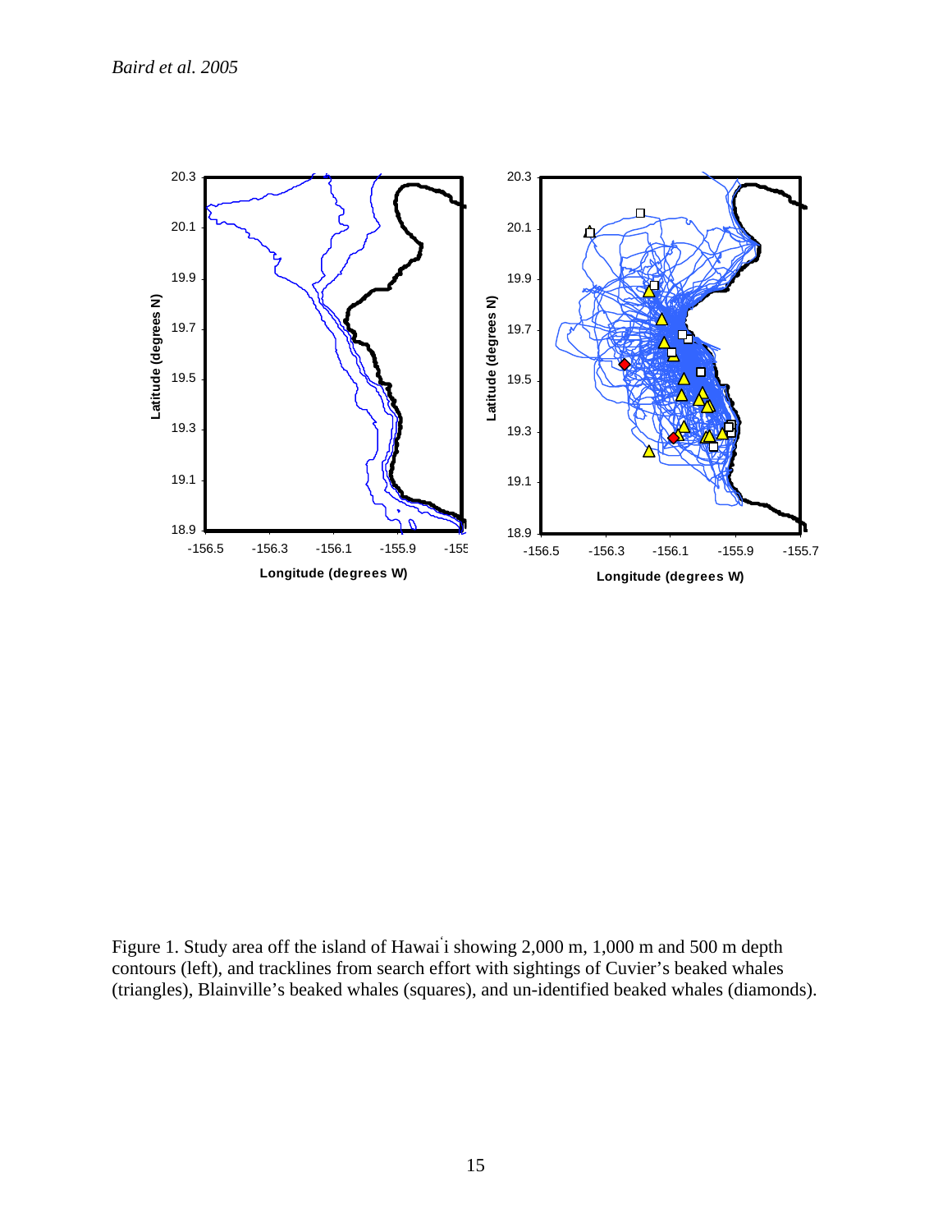Figure 1. Study area off the island of Hawai῾i showing 2,000 m, 1,000 m and 500 m depth contours (left), and tracklines from search effort with sightings of Cuvier's beaked whales (triangles), Blainville's beaked whales (squares), and un-identified beaked whales (diamonds).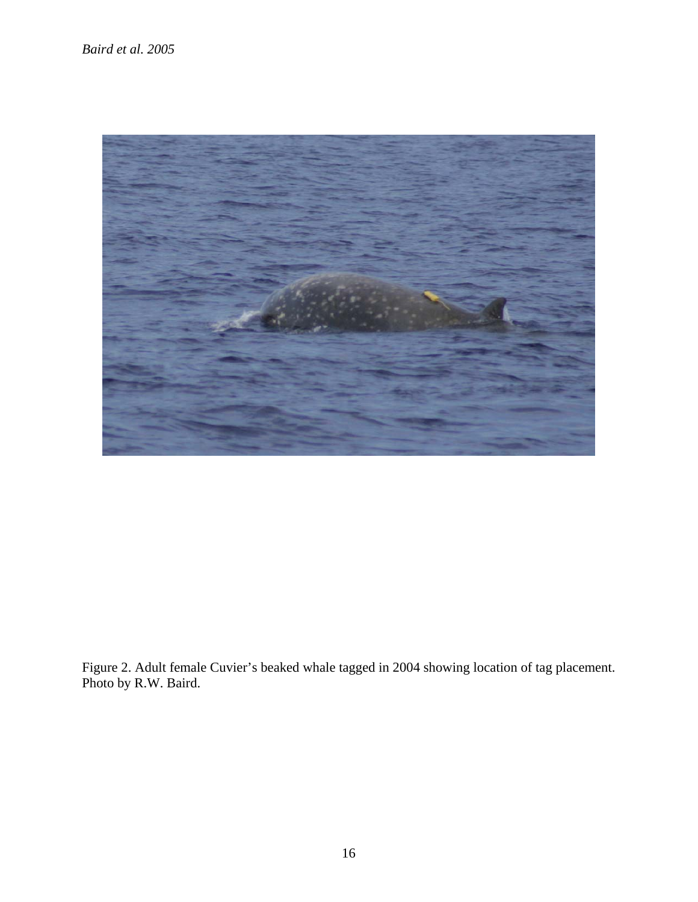Figure 2. Adult female Cuvier's beaked whale tagged in 2004 showing location of tag placement. Photo by R.W. Baird.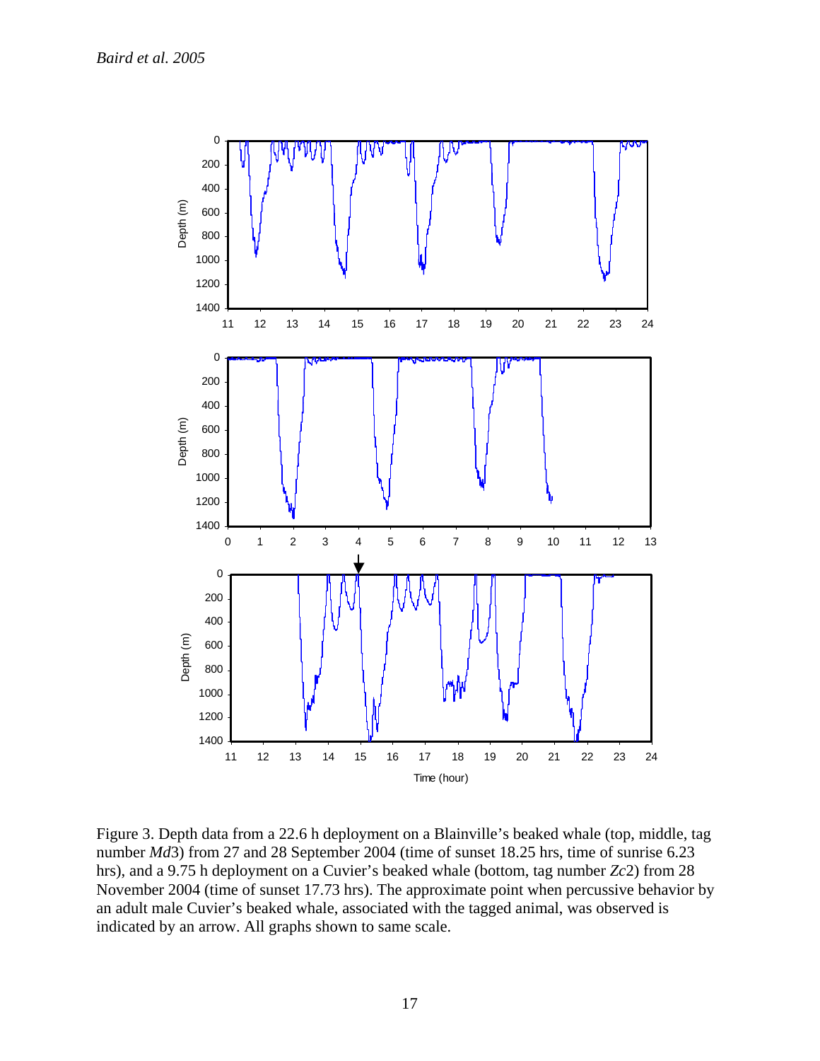Figure 3. Depth data from a 22.6 h deployment on a Blainville's beaked whale (top, middle, tag number *Md*3) from 27 and 28 September 2004 (time of sunset 18.25 hrs, time of sunrise 6.23 hrs), and a 9.75 h deployment on a Cuvier's beaked whale (bottom, tag number *Zc*2) from 28 November 2004 (time of sunset 17.73 hrs). The approximate point when percussive behavior by an adult male Cuvier's beaked whale, associated with the tagged animal, was observed is indicated by an arrow. All graphs shown to same scale.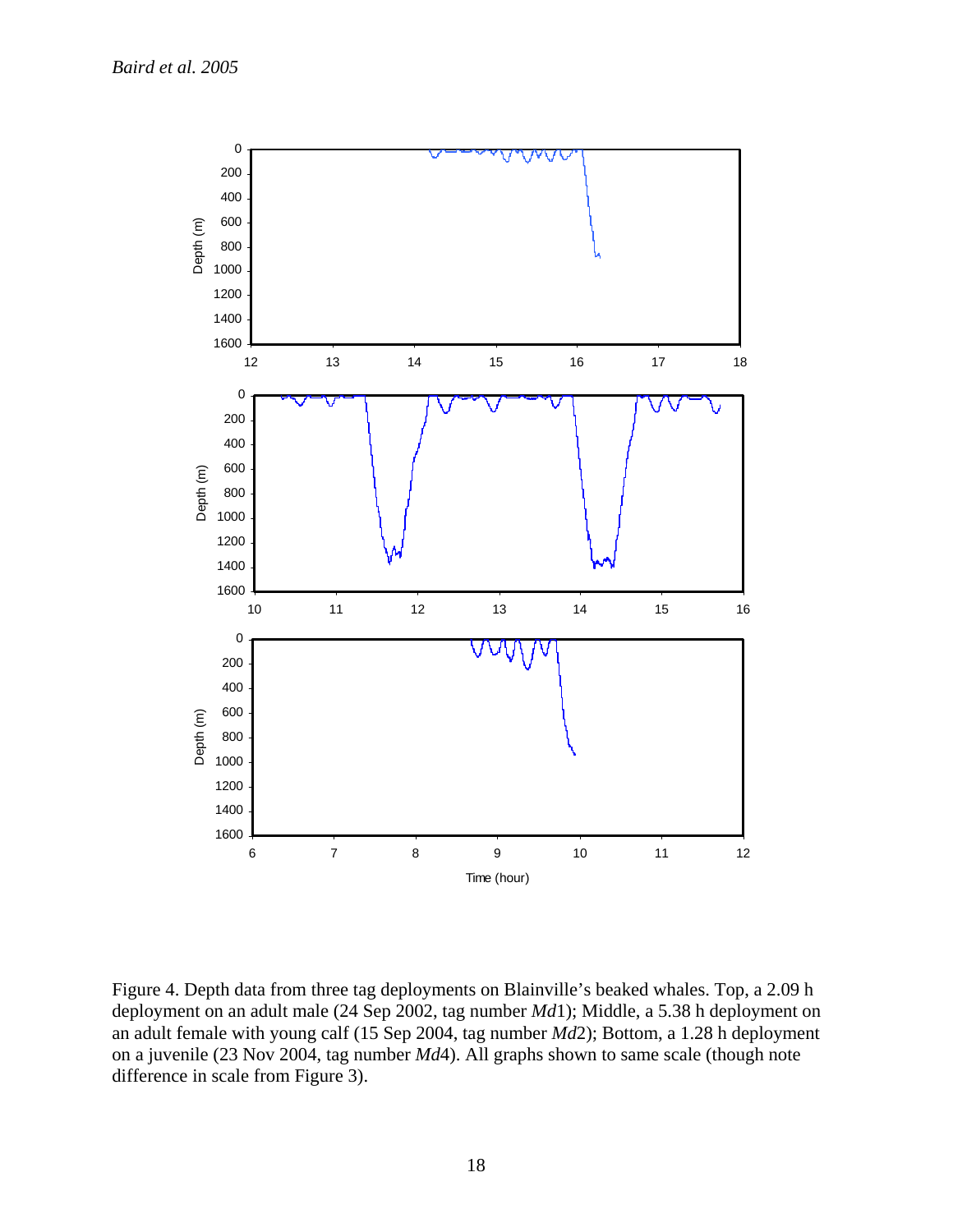Figure 4. Depth data from three tag deployments on Blainville's beaked whales. Top, a 2.09 h deployment on an adult male (24 Sep 2002, tag number *Md*1); Middle, a 5.38 h deployment on an adult female with young calf (15 Sep 2004, tag number *Md*2); Bottom, a 1.28 h deployment on a juvenile (23 Nov 2004, tag number *Md*4). All graphs shown to same scale (though note difference in scale from Figure 3).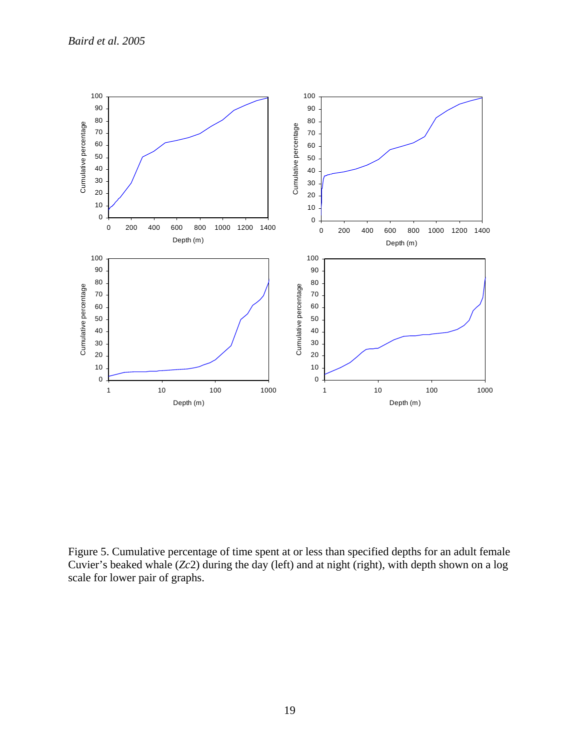Figure 5. Cumulative percentage of time spent at or less than specified depths for an adult female Cuvier's beaked whale (*Zc*2) during the day (left) and at night (right), with depth shown on a log scale for lower pair of graphs.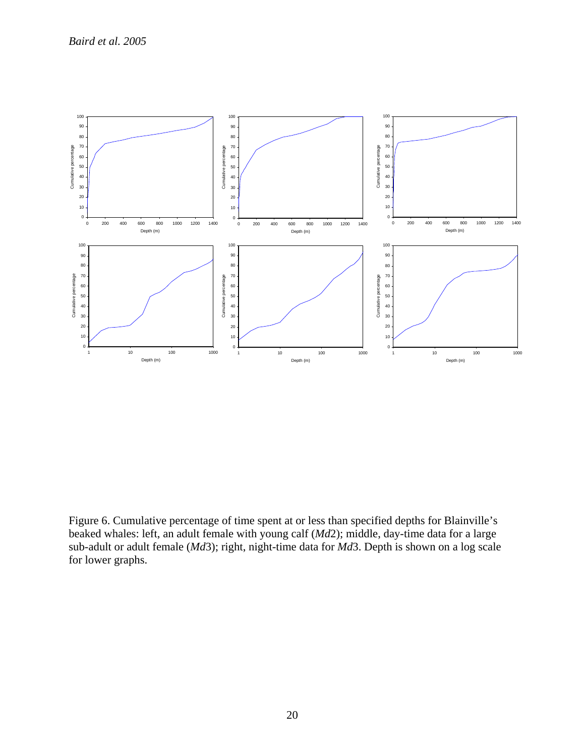Figure 6. Cumulative percentage of time spent at or less than specified depths for Blainville's beaked whales: left, an adult female with young calf (*Md*2); middle, day-time data for a large sub-adult or adult female (*Md*3); right, night-time data for *Md*3. Depth is shown on a log scale for lower graphs.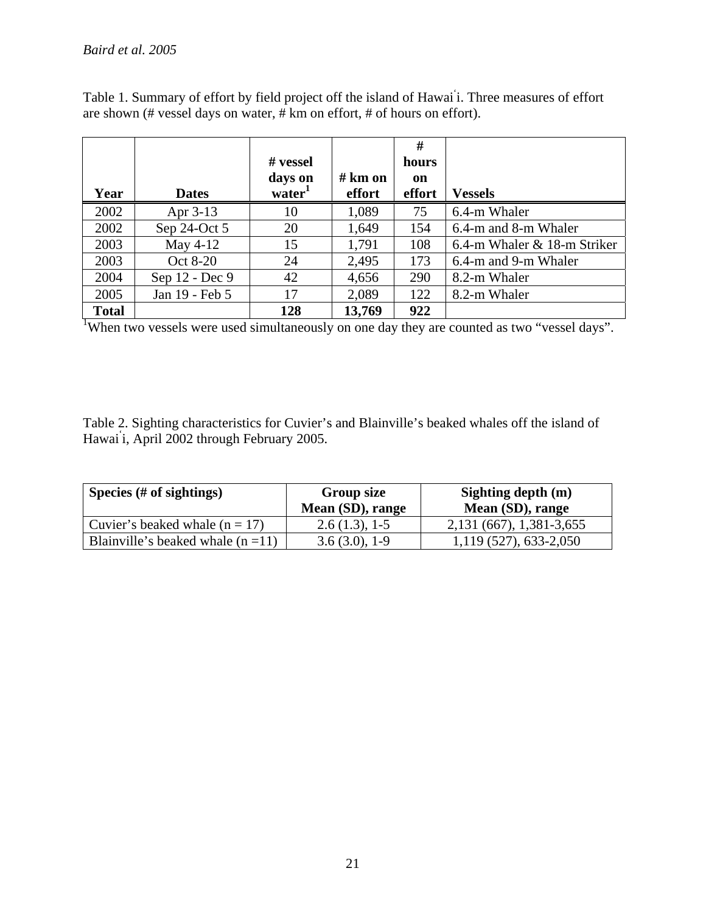Table 1. Summary of effort by field project off the island of Hawaiʻi. Three measures of effort are shown (# vessel days on water, # km on effort, # of hours on effort).

| Year | Dates | # vessel days on water[1] | # km on effort | # hours on effort | Vessels |
|---|---|---|---|---|---|
| 2002 | Apr 3-13 | 10 | 1,089 | 75 | 6.4-m Whaler |
| 2002 | Sep 24-Oct 5 | 20 | 1,649 | 154 | 6.4-m and 8-m Whaler |
| 2003 | May 4-12 | 15 | 1,791 | 108 | 6.4-m Whaler & 18-m Striker |
| 2003 | Oct 8-20 | 24 | 2,495 | 173 | 6.4-m and 9-m Whaler |
| 2004 | Sep 12 - Dec 9 | 42 | 4,656 | 290 | 8.2-m Whaler |
| 2005 | Jan 19 - Feb 5 | 17 | 2,089 | 122 | 8.2-m Whaler |
| **Total** | | **128** | **13,769** | **922** | |

[1]When two vessels were used simultaneously on one day they are counted as two "vessel days".

Table 2. Sighting characteristics for Cuvier's and Blainville's beaked whales off the island of Hawaiʻi, April 2002 through February 2005.

| Species (# of sightings) | Group size Mean (SD), range | Sighting depth (m) Mean (SD), range |
|---|---|---|
| Cuvier's beaked whale (n = 17) | 2.6 (1.3), 1-5 | 2,131 (667), 1,381-3,655 |
| Blainville's beaked whale (n =11) | 3.6 (3.0), 1-9 | 1,119 (527), 633-2,050 |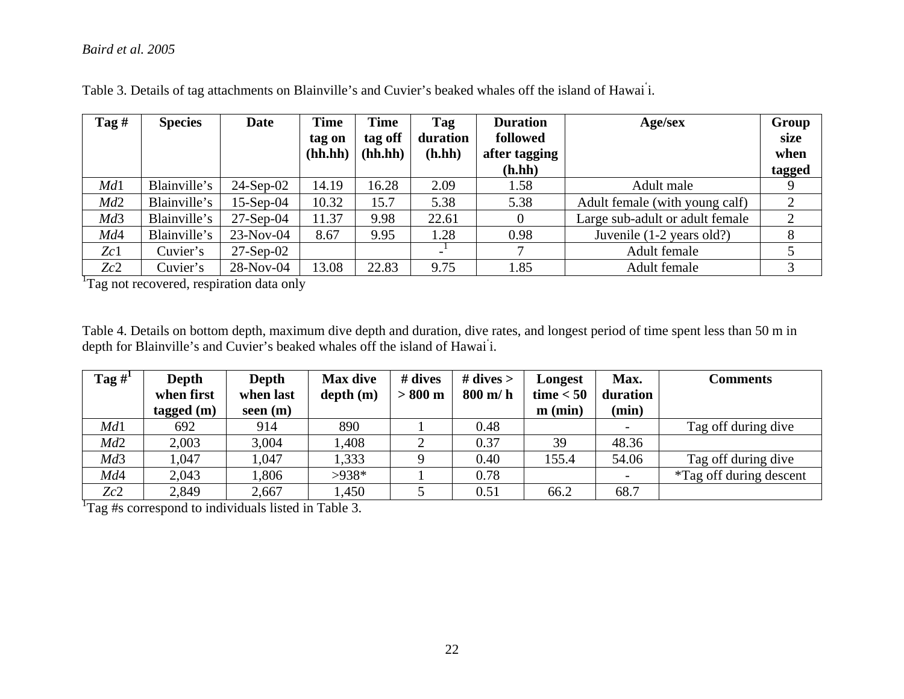Table 3. Details of tag attachments on Blainville's and Cuvier's beaked whales off the island of Hawai`i.

| Tag # | Species | Date | Time tag on (hh.hh) | Time tag off (hh.hh) | Tag duration (h.hh) | Duration followed after tagging (h.hh) | Age/sex | Group size when tagged |
|---|---|---|---|---|---|---|---|---|
| *Md*1 | Blainville's | 24-Sep-02 | 14.19 | 16.28 | 2.09 | 1.58 | Adult male | 9 |
| *Md*2 | Blainville's | 15-Sep-04 | 10.32 | 15.7 | 5.38 | 5.38 | Adult female (with young calf) | 2 |
| *Md*3 | Blainville's | 27-Sep-04 | 11.37 | 9.98 | 22.61 | 0 | Large sub-adult or adult female | 2 |
| *Md*4 | Blainville's | 23-Nov-04 | 8.67 | 9.95 | 1.28 | 0.98 | Juvenile (1-2 years old?) | 8 |
| *Zc*1 | Cuvier's | 27-Sep-02 | | | -[1] | 7 | Adult female | 5 |
| *Zc*2 | Cuvier's | 28-Nov-04 | 13.08 | 22.83 | 9.75 | 1.85 | Adult female | 3 |

[1]Tag not recovered, respiration data only

Table 4. Details on bottom depth, maximum dive depth and duration, dive rates, and longest period of time spent less than 50 m in depth for Blainville's and Cuvier's beaked whales off the island of Hawai`i.

| Tag #[1] | Depth when first tagged (m) | Depth when last seen (m) | Max dive depth (m) | # dives > 800 m | # dives > 800 m/ h | Longest time < 50 m (min) | Max. duration (min) | Comments |
|---|---|---|---|---|---|---|---|---|
| *Md*1 | 692 | 914 | 890 | 1 | 0.48 | | - | Tag off during dive |
| *Md*2 | 2,003 | 3,004 | 1,408 | 2 | 0.37 | 39 | 48.36 | |
| *Md*3 | 1,047 | 1,047 | 1,333 | 9 | 0.40 | 155.4 | 54.06 | Tag off during dive |
| *Md*4 | 2,043 | 1,806 | >938* | 1 | 0.78 | | - | *Tag off during descent |
| *Zc*2 | 2,849 | 2,667 | 1,450 | 5 | 0.51 | 66.2 | 68.7 | |

[1]Tag #s correspond to individuals listed in Table 3.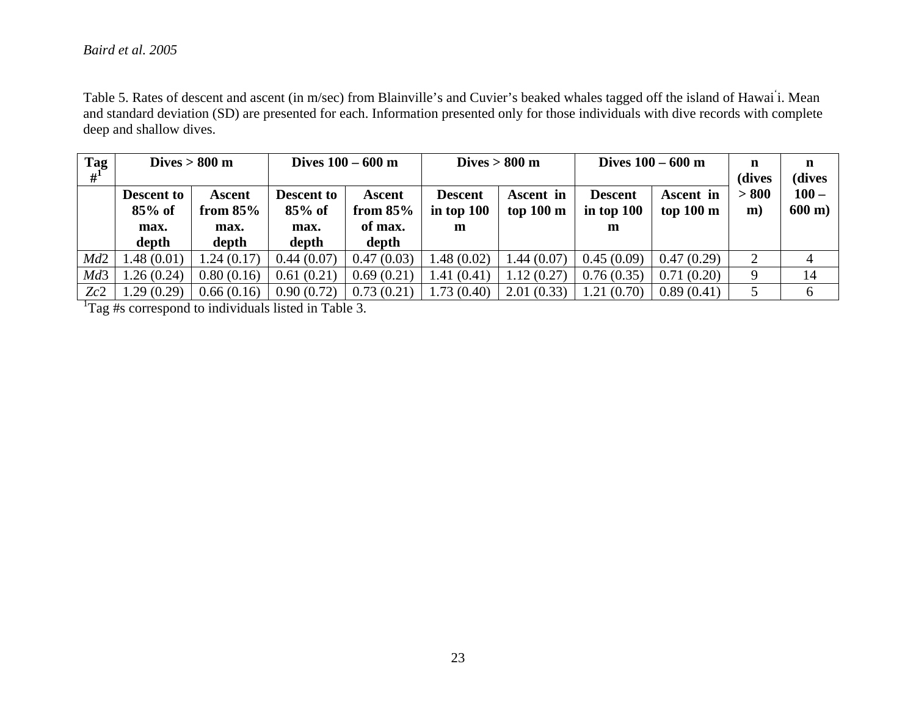Table 5. Rates of descent and ascent (in m/sec) from Blainville's and Cuvier's beaked whales tagged off the island of Hawaiʻi. Mean and standard deviation (SD) are presented for each. Information presented only for those individuals with dive records with complete deep and shallow dives.

| **Tag #[1]** | **Dives > 800 m** | | **Dives 100 – 600 m** | | **Dives > 800 m** | | **Dives 100 – 600 m** | | **n (dives > 800 m)** | **n (dives 100 – 600 m)** |
|---|---|---|---|---|---|---|---|---|---|---|
| | **Descent to 85% of max. depth** | **Ascent from 85% max. depth** | **Descent to 85% of max. depth** | **Ascent from 85% of max. depth** | **Descent in top 100 m** | **Ascent in top 100 m** | **Descent in top 100 m** | **Ascent in top 100 m** | | |
| *Md*2 | 1.48 (0.01) | 1.24 (0.17) | 0.44 (0.07) | 0.47 (0.03) | 1.48 (0.02) | 1.44 (0.07) | 0.45 (0.09) | 0.47 (0.29) | 2 | 4 |
| *Md*3 | 1.26 (0.24) | 0.80 (0.16) | 0.61 (0.21) | 0.69 (0.21) | 1.41 (0.41) | 1.12 (0.27) | 0.76 (0.35) | 0.71 (0.20) | 9 | 14 |
| *Zc*2 | 1.29 (0.29) | 0.66 (0.16) | 0.90 (0.72) | 0.73 (0.21) | 1.73 (0.40) | 2.01 (0.33) | 1.21 (0.70) | 0.89 (0.41) | 5 | 6 |

[1]Tag #s correspond to individuals listed in Table 3.